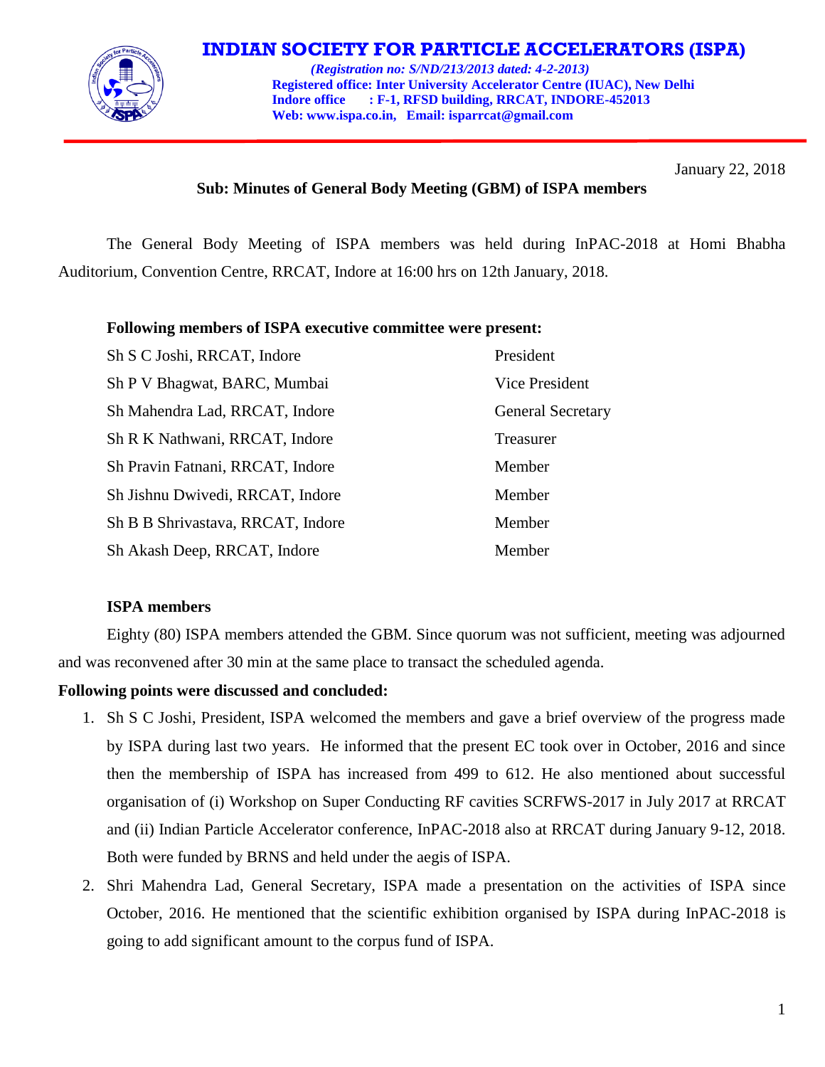# INDIAN SOCIETY FOR PARTICLE ACCELERATORS (ISPA)

***(Registration no: S/ND/213/2013 dated: 4-2-2013)***
**Registered office: Inter University Accelerator Centre (IUAC), New Delhi**
**Indore office : F-1, RFSD building, RRCAT, INDORE-452013**
**Web: www.ispa.co.in, Email: isparrcat@gmail.com**

January 22, 2018

**Sub: Minutes of General Body Meeting (GBM) of ISPA members**

The General Body Meeting of ISPA members was held during InPAC-2018 at Homi Bhabha Auditorium, Convention Centre, RRCAT, Indore at 16:00 hrs on 12th January, 2018.

**Following members of ISPA executive committee were present:**

| | |
|---|---|
| Sh S C Joshi, RRCAT, Indore | President |
| Sh P V Bhagwat, BARC, Mumbai | Vice President |
| Sh Mahendra Lad, RRCAT, Indore | General Secretary |
| Sh R K Nathwani, RRCAT, Indore | Treasurer |
| Sh Pravin Fatnani, RRCAT, Indore | Member |
| Sh Jishnu Dwivedi, RRCAT, Indore | Member |
| Sh B B Shrivastava, RRCAT, Indore | Member |
| Sh Akash Deep, RRCAT, Indore | Member |

**ISPA members**

Eighty (80) ISPA members attended the GBM. Since quorum was not sufficient, meeting was adjourned and was reconvened after 30 min at the same place to transact the scheduled agenda.

**Following points were discussed and concluded:**

1. Sh S C Joshi, President, ISPA welcomed the members and gave a brief overview of the progress made by ISPA during last two years. He informed that the present EC took over in October, 2016 and since then the membership of ISPA has increased from 499 to 612. He also mentioned about successful organisation of (i) Workshop on Super Conducting RF cavities SCRFWS-2017 in July 2017 at RRCAT and (ii) Indian Particle Accelerator conference, InPAC-2018 also at RRCAT during January 9-12, 2018. Both were funded by BRNS and held under the aegis of ISPA.
2. Shri Mahendra Lad, General Secretary, ISPA made a presentation on the activities of ISPA since October, 2016. He mentioned that the scientific exhibition organised by ISPA during InPAC-2018 is going to add significant amount to the corpus fund of ISPA.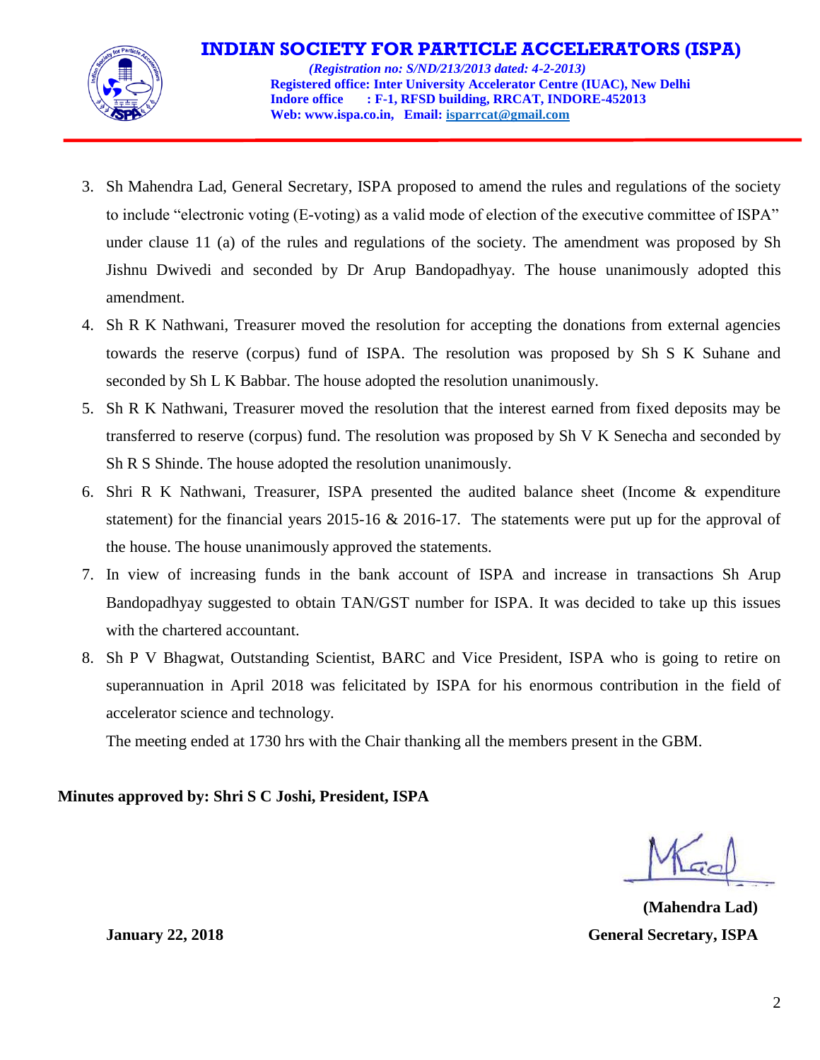3. Sh Mahendra Lad, General Secretary, ISPA proposed to amend the rules and regulations of the society to include "electronic voting (E-voting) as a valid mode of election of the executive committee of ISPA" under clause 11 (a) of the rules and regulations of the society. The amendment was proposed by Sh Jishnu Dwivedi and seconded by Dr Arup Bandopadhyay. The house unanimously adopted this amendment.
4. Sh R K Nathwani, Treasurer moved the resolution for accepting the donations from external agencies towards the reserve (corpus) fund of ISPA. The resolution was proposed by Sh S K Suhane and seconded by Sh L K Babbar. The house adopted the resolution unanimously.
5. Sh R K Nathwani, Treasurer moved the resolution that the interest earned from fixed deposits may be transferred to reserve (corpus) fund. The resolution was proposed by Sh V K Senecha and seconded by Sh R S Shinde. The house adopted the resolution unanimously.
6. Shri R K Nathwani, Treasurer, ISPA presented the audited balance sheet (Income & expenditure statement) for the financial years 2015-16 & 2016-17. The statements were put up for the approval of the house. The house unanimously approved the statements.
7. In view of increasing funds in the bank account of ISPA and increase in transactions Sh Arup Bandopadhyay suggested to obtain TAN/GST number for ISPA. It was decided to take up this issues with the chartered accountant.
8. Sh P V Bhagwat, Outstanding Scientist, BARC and Vice President, ISPA who is going to retire on superannuation in April 2018 was felicitated by ISPA for his enormous contribution in the field of accelerator science and technology.

   The meeting ended at 1730 hrs with the Chair thanking all the members present in the GBM.

**Minutes approved by: Shri S C Joshi, President, ISPA**

**(Mahendra Lad)**

**January 22, 2018** **General Secretary, ISPA**